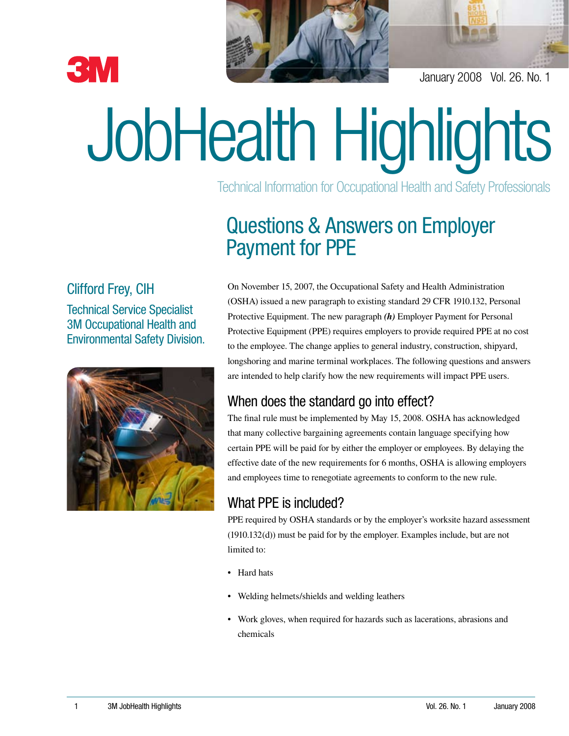January 2008 Vol. 26. No. 1

# JobHealth Highlights

Technical Information for Occupational Health and Safety Professionals

## Questions & Answers on Employer Payment for PPE

**Clifford Frey, CIH**

Technical Service Specialist
3M Occupational Health and Environmental Safety Division.

On November 15, 2007, the Occupational Safety and Health Administration (OSHA) issued a new paragraph to existing standard 29 CFR 1910.132, Personal Protective Equipment. The new paragraph ***(h)*** Employer Payment for Personal Protective Equipment (PPE) requires employers to provide required PPE at no cost to the employee. The change applies to general industry, construction, shipyard, longshoring and marine terminal workplaces. The following questions and answers are intended to help clarify how the new requirements will impact PPE users.

### When does the standard go into effect?

The final rule must be implemented by May 15, 2008. OSHA has acknowledged that many collective bargaining agreements contain language specifying how certain PPE will be paid for by either the employer or employees. By delaying the effective date of the new requirements for 6 months, OSHA is allowing employers and employees time to renegotiate agreements to conform to the new rule.

### What PPE is included?

PPE required by OSHA standards or by the employer's worksite hazard assessment (1910.132(d)) must be paid for by the employer. Examples include, but are not limited to:

- Hard hats
- Welding helmets/shields and welding leathers
- Work gloves, when required for hazards such as lacerations, abrasions and chemicals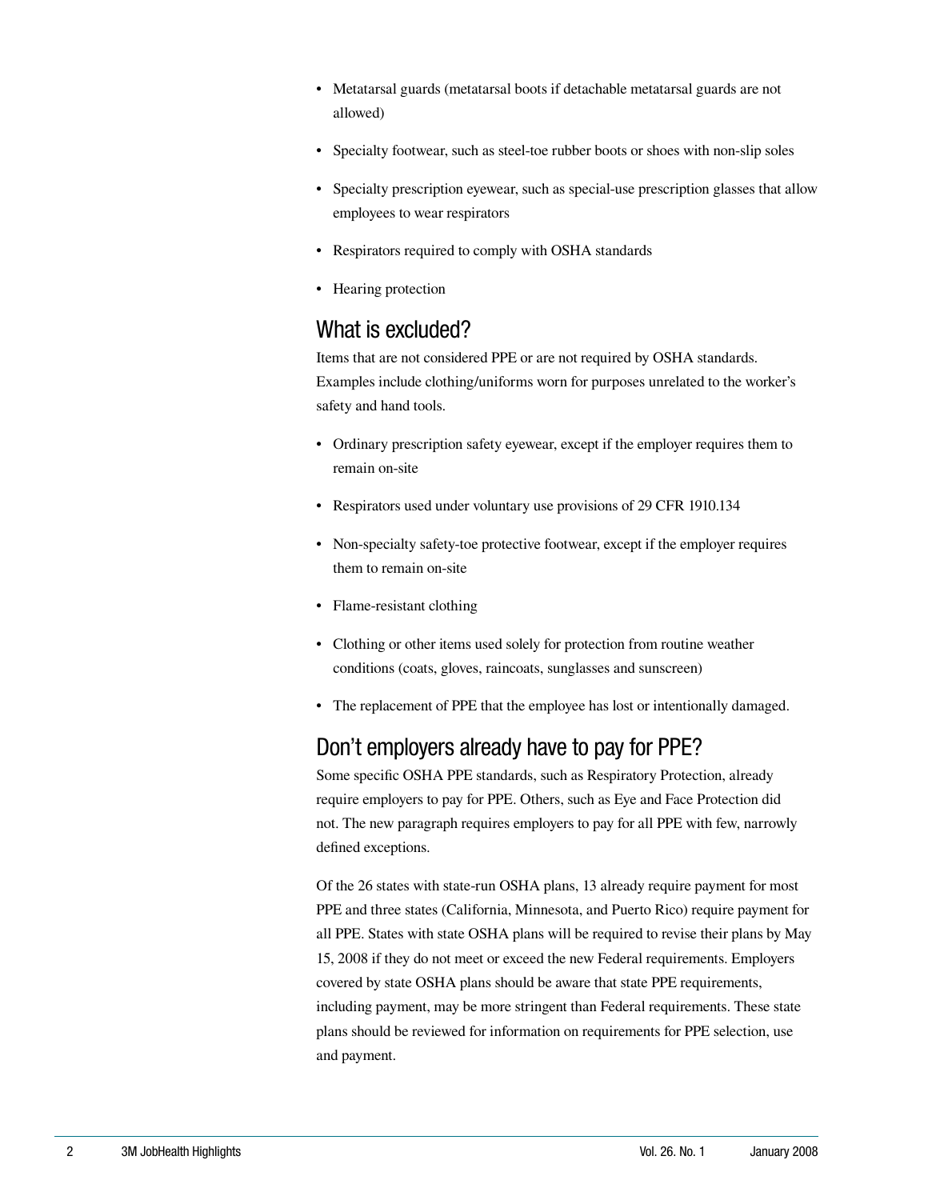- Metatarsal guards (metatarsal boots if detachable metatarsal guards are not allowed)
- Specialty footwear, such as steel-toe rubber boots or shoes with non-slip soles
- Specialty prescription eyewear, such as special-use prescription glasses that allow employees to wear respirators
- Respirators required to comply with OSHA standards
- Hearing protection

## What is excluded?

Items that are not considered PPE or are not required by OSHA standards. Examples include clothing/uniforms worn for purposes unrelated to the worker's safety and hand tools.

- Ordinary prescription safety eyewear, except if the employer requires them to remain on-site
- Respirators used under voluntary use provisions of 29 CFR 1910.134
- Non-specialty safety-toe protective footwear, except if the employer requires them to remain on-site
- Flame-resistant clothing
- Clothing or other items used solely for protection from routine weather conditions (coats, gloves, raincoats, sunglasses and sunscreen)
- The replacement of PPE that the employee has lost or intentionally damaged.

## Don't employers already have to pay for PPE?

Some specific OSHA PPE standards, such as Respiratory Protection, already require employers to pay for PPE. Others, such as Eye and Face Protection did not. The new paragraph requires employers to pay for all PPE with few, narrowly defined exceptions.

Of the 26 states with state-run OSHA plans, 13 already require payment for most PPE and three states (California, Minnesota, and Puerto Rico) require payment for all PPE. States with state OSHA plans will be required to revise their plans by May 15, 2008 if they do not meet or exceed the new Federal requirements. Employers covered by state OSHA plans should be aware that state PPE requirements, including payment, may be more stringent than Federal requirements. These state plans should be reviewed for information on requirements for PPE selection, use and payment.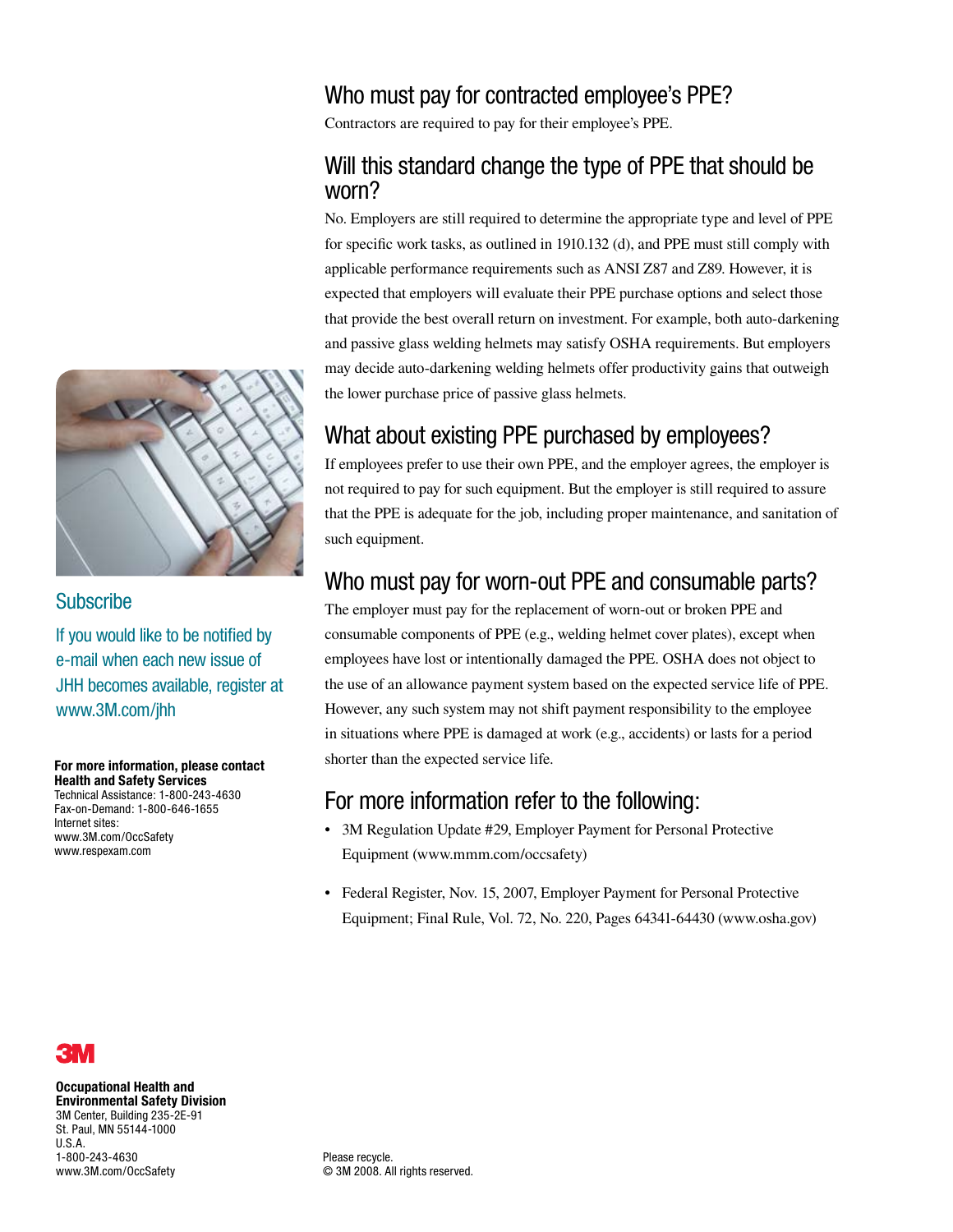## Who must pay for contracted employee's PPE?

Contractors are required to pay for their employee's PPE.

## Will this standard change the type of PPE that should be worn?

No. Employers are still required to determine the appropriate type and level of PPE for specific work tasks, as outlined in 1910.132 (d), and PPE must still comply with applicable performance requirements such as ANSI Z87 and Z89. However, it is expected that employers will evaluate their PPE purchase options and select those that provide the best overall return on investment. For example, both auto-darkening and passive glass welding helmets may satisfy OSHA requirements. But employers may decide auto-darkening welding helmets offer productivity gains that outweigh the lower purchase price of passive glass helmets.

## What about existing PPE purchased by employees?

If employees prefer to use their own PPE, and the employer agrees, the employer is not required to pay for such equipment. But the employer is still required to assure that the PPE is adequate for the job, including proper maintenance, and sanitation of such equipment.

## Who must pay for worn-out PPE and consumable parts?

The employer must pay for the replacement of worn-out or broken PPE and consumable components of PPE (e.g., welding helmet cover plates), except when employees have lost or intentionally damaged the PPE. OSHA does not object to the use of an allowance payment system based on the expected service life of PPE. However, any such system may not shift payment responsibility to the employee in situations where PPE is damaged at work (e.g., accidents) or lasts for a period shorter than the expected service life.

## For more information refer to the following:

- 3M Regulation Update #29, Employer Payment for Personal Protective Equipment (www.mmm.com/occsafety)
- Federal Register, Nov. 15, 2007, Employer Payment for Personal Protective Equipment; Final Rule, Vol. 72, No. 220, Pages 64341-64430 (www.osha.gov)

### Subscribe

If you would like to be notified by e-mail when each new issue of JHH becomes available, register at www.3M.com/jhh

**For more information, please contact Health and Safety Services**
Technical Assistance: 1-800-243-4630
Fax-on-Demand: 1-800-646-1655
Internet sites:
www.3M.com/OccSafety
www.respexam.com

3M

**Occupational Health and Environmental Safety Division**
3M Center, Building 235-2E-91
St. Paul, MN 55144-1000
U.S.A.
1-800-243-4630
www.3M.com/OccSafety

Please recycle.
© 3M 2008. All rights reserved.